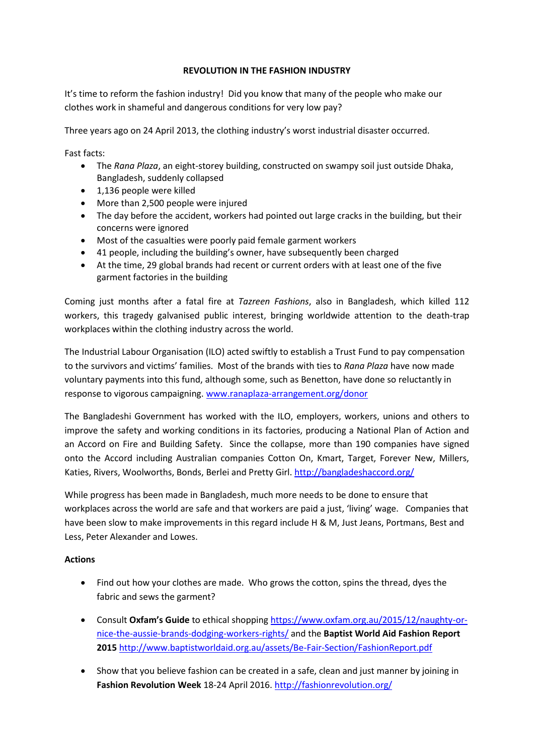# REVOLUTION IN THE FASHION INDUSTRY

It's time to reform the fashion industry! Did you know that many of the people who make our clothes work in shameful and dangerous conditions for very low pay?

Three years ago on 24 April 2013, the clothing industry's worst industrial disaster occurred.

Fast facts:

- The *Rana Plaza*, an eight-storey building, constructed on swampy soil just outside Dhaka, Bangladesh, suddenly collapsed
- 1,136 people were killed
- More than 2,500 people were injured
- The day before the accident, workers had pointed out large cracks in the building, but their concerns were ignored
- Most of the casualties were poorly paid female garment workers
- 41 people, including the building's owner, have subsequently been charged
- At the time, 29 global brands had recent or current orders with at least one of the five garment factories in the building

Coming just months after a fatal fire at *Tazreen Fashions*, also in Bangladesh, which killed 112 workers, this tragedy galvanised public interest, bringing worldwide attention to the death-trap workplaces within the clothing industry across the world.

The Industrial Labour Organisation (ILO) acted swiftly to establish a Trust Fund to pay compensation to the survivors and victims' families. Most of the brands with ties to *Rana Plaza* have now made voluntary payments into this fund, although some, such as Benetton, have done so reluctantly in response to vigorous campaigning. www.ranaplaza-arrangement.org/donor

The Bangladeshi Government has worked with the ILO, employers, workers, unions and others to improve the safety and working conditions in its factories, producing a National Plan of Action and an Accord on Fire and Building Safety. Since the collapse, more than 190 companies have signed onto the Accord including Australian companies Cotton On, Kmart, Target, Forever New, Millers, Katies, Rivers, Woolworths, Bonds, Berlei and Pretty Girl. http://bangladeshaccord.org/

While progress has been made in Bangladesh, much more needs to be done to ensure that workplaces across the world are safe and that workers are paid a just, 'living' wage. Companies that have been slow to make improvements in this regard include H & M, Just Jeans, Portmans, Best and Less, Peter Alexander and Lowes.

**Actions**

- Find out how your clothes are made. Who grows the cotton, spins the thread, dyes the fabric and sews the garment?

- Consult **Oxfam's Guide** to ethical shopping https://www.oxfam.org.au/2015/12/naughty-or-nice-the-aussie-brands-dodging-workers-rights/ and the **Baptist World Aid Fashion Report 2015** http://www.baptistworldaid.org.au/assets/Be-Fair-Section/FashionReport.pdf

- Show that you believe fashion can be created in a safe, clean and just manner by joining in **Fashion Revolution Week** 18-24 April 2016. http://fashionrevolution.org/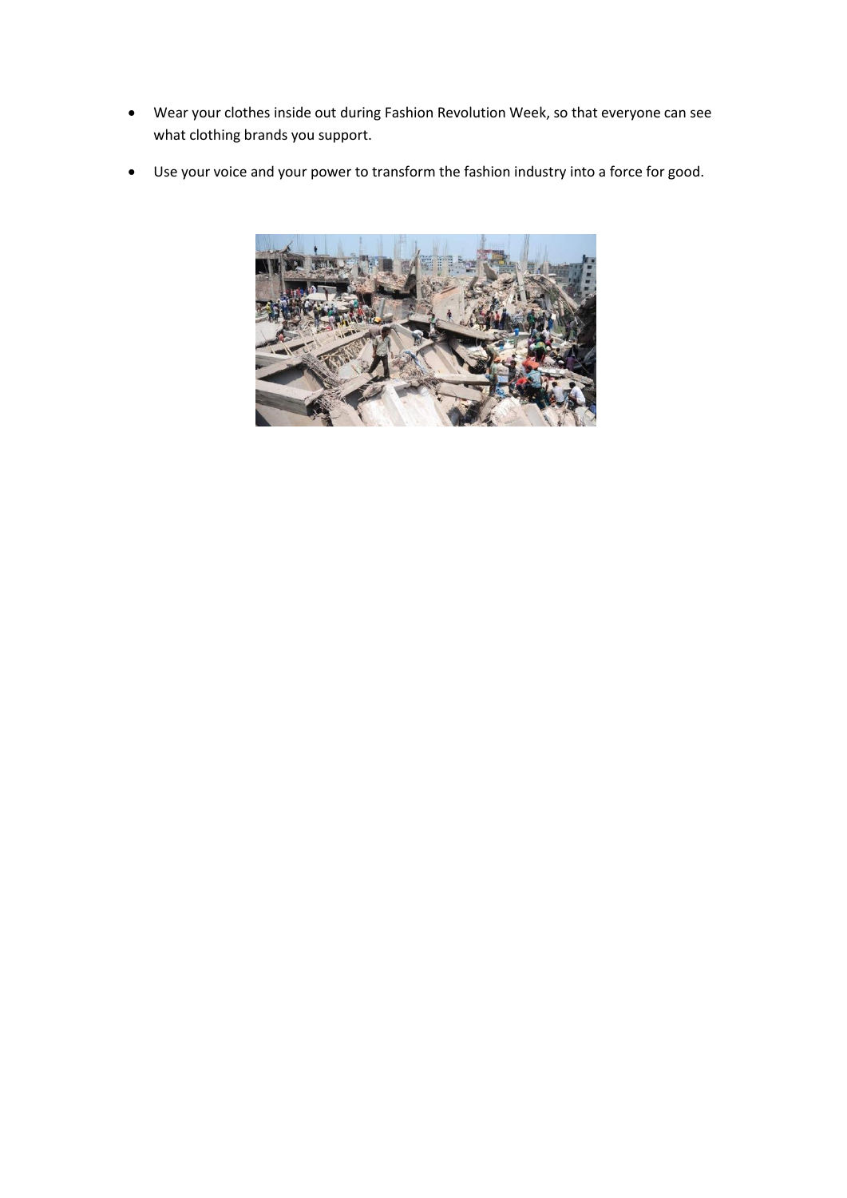- Wear your clothes inside out during Fashion Revolution Week, so that everyone can see what clothing brands you support.
- Use your voice and your power to transform the fashion industry into a force for good.